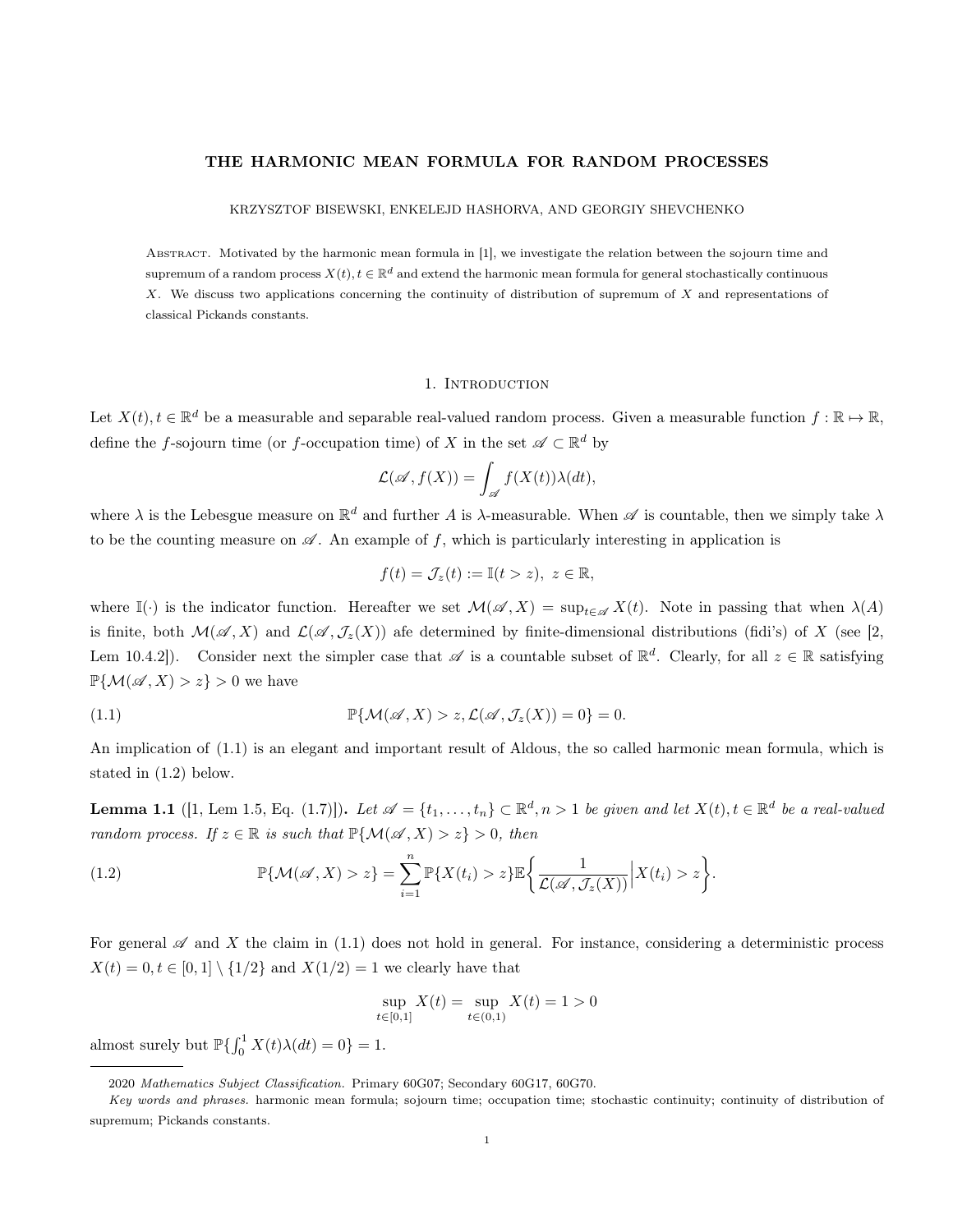# THE HARMONIC MEAN FORMULA FOR RANDOM PROCESSES

KRZYSZTOF BISEWSKI, ENKELEJD HASHORVA, AND GEORGIY SHEVCHENKO

Abstract. Motivated by the harmonic mean formula in [1], we investigate the relation between the sojourn time and supremum of a random process $X(t), t \in \mathbb{R}^d$ and extend the harmonic mean formula for general stochastically continuous $X$. We discuss two applications concerning the continuity of distribution of supremum of $X$ and representations of classical Pickands constants.

## 1. Introduction

Let $X(t), t \in \mathbb{R}^d$ be a measurable and separable real-valued random process. Given a measurable function $f : \mathbb{R} \mapsto \mathbb{R}$, define the $f$-sojourn time (or $f$-occupation time) of $X$ in the set $\mathscr{A} \subset \mathbb{R}^d$ by

$$\mathcal{L}(\mathscr{A}, f(X)) = \int_{\mathscr{A}} f(X(t))\lambda(dt),$$

where $\lambda$ is the Lebesgue measure on $\mathbb{R}^d$ and further $A$ is $\lambda$-measurable. When $\mathscr{A}$ is countable, then we simply take $\lambda$ to be the counting measure on $\mathscr{A}$. An example of $f$, which is particularly interesting in application is

$$f(t) = \mathcal{J}_z(t) := \mathbb{I}(t > z), \; z \in \mathbb{R},$$

where $\mathbb{I}(\cdot)$ is the indicator function. Hereafter we set $\mathcal{M}(\mathscr{A}, X) = \sup_{t \in \mathscr{A}} X(t)$. Note in passing that when $\lambda(A)$ is finite, both $\mathcal{M}(\mathscr{A}, X)$ and $\mathcal{L}(\mathscr{A}, \mathcal{J}_z(X))$ afe determined by finite-dimensional distributions (fidi's) of $X$ (see [2, Lem 10.4.2]). Consider next the simpler case that $\mathscr{A}$ is a countable subset of $\mathbb{R}^d$. Clearly, for all $z \in \mathbb{R}$ satisfying $\mathbb{P}\{\mathcal{M}(\mathscr{A}, X) > z\} > 0$ we have

$$\mathbb{P}\{\mathcal{M}(\mathscr{A}, X) > z, \mathcal{L}(\mathscr{A}, \mathcal{J}_z(X)) = 0\} = 0. \tag{1.1}$$

An implication of (1.1) is an elegant and important result of Aldous, the so called harmonic mean formula, which is stated in (1.2) below.

**Lemma 1.1** ([1, Lem 1.5, Eq. (1.7)]). *Let $\mathscr{A} = \{t_1, \ldots, t_n\} \subset \mathbb{R}^d, n > 1$ be given and let $X(t), t \in \mathbb{R}^d$ be a real-valued random process. If $z \in \mathbb{R}$ is such that $\mathbb{P}\{\mathcal{M}(\mathscr{A}, X) > z\} > 0$, then*

$$\mathbb{P}\{\mathcal{M}(\mathscr{A}, X) > z\} = \sum_{i=1}^{n} \mathbb{P}\{X(t_i) > z\} \mathbb{E}\left\{ \frac{1}{\mathcal{L}(\mathscr{A}, \mathcal{J}_z(X))} \Big| X(t_i) > z \right\}. \tag{1.2}$$

For general $\mathscr{A}$ and $X$ the claim in (1.1) does not hold in general. For instance, considering a deterministic process $X(t) = 0, t \in [0,1] \setminus \{1/2\}$ and $X(1/2) = 1$ we clearly have that

$$\sup_{t \in [0,1]} X(t) = \sup_{t \in (0,1)} X(t) = 1 > 0$$

almost surely but $\mathbb{P}\{\int_0^1 X(t)\lambda(dt) = 0\} = 1$.

---

2020 *Mathematics Subject Classification.* Primary 60G07; Secondary 60G17, 60G70.

*Key words and phrases.* harmonic mean formula; sojourn time; occupation time; stochastic continuity; continuity of distribution of supremum; Pickands constants.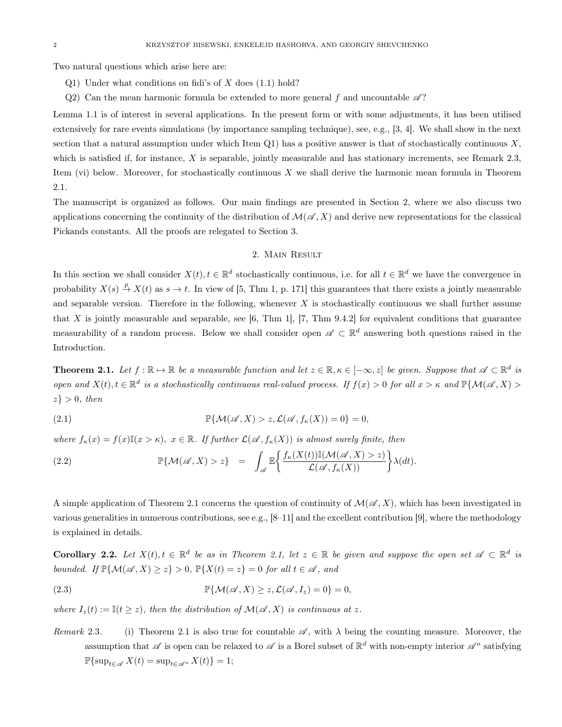Two natural questions which arise here are:

Q1) Under what conditions on fidi's of $X$ does (1.1) hold?

Q2) Can the mean harmonic formula be extended to more general $f$ and uncountable $\mathscr{A}$?

Lemma 1.1 is of interest in several applications. In the present form or with some adjustments, it has been utilised extensively for rare events simulations (by importance sampling technique), see, e.g., [3, 4]. We shall show in the next section that a natural assumption under which Item Q1) has a positive answer is that of stochastically continuous $X$, which is satisfied if, for instance, $X$ is separable, jointly measurable and has stationary increments, see Remark 2.3, Item (vi) below. Moreover, for stochastically continuous $X$ we shall derive the harmonic mean formula in Theorem 2.1.

The manuscript is organized as follows. Our main findings are presented in Section 2, where we also discuss two applications concerning the continuity of the distribution of $\mathcal{M}(\mathscr{A}, X)$ and derive new representations for the classical Pickands constants. All the proofs are relegated to Section 3.

## 2. Main Result

In this section we shall consider $X(t), t \in \mathbb{R}^d$ stochastically continuous, i.e. for all $t \in \mathbb{R}^d$ we have the convergence in probability $X(s) \xrightarrow{p} X(t)$ as $s \to t$. In view of [5, Thm 1, p. 171] this guarantees that there exists a jointly measurable and separable version. Therefore in the following, whenever $X$ is stochastically continuous we shall further assume that $X$ is jointly measurable and separable, see [6, Thm 1], [7, Thm 9.4.2] for equivalent conditions that guarantee measurability of a random process. Below we shall consider open $\mathscr{A} \subset \mathbb{R}^d$ answering both questions raised in the Introduction.

**Theorem 2.1.** *Let $f : \mathbb{R} \mapsto \mathbb{R}$ be a measurable function and let $z \in \mathbb{R}, \kappa \in [-\infty, z]$ be given. Suppose that $\mathscr{A} \subset \mathbb{R}^d$ is open and $X(t), t \in \mathbb{R}^d$ is a stochastically continuous real-valued process. If $f(x) > 0$ for all $x > \kappa$ and $\mathbb{P}\{\mathcal{M}(\mathscr{A}, X) > z\} > 0$, then*

$$\mathbb{P}\{\mathcal{M}(\mathscr{A}, X) > z, \mathcal{L}(\mathscr{A}, f_\kappa(X)) = 0\} = 0, \tag{2.1}$$

*where $f_\kappa(x) = f(x)\mathbb{I}(x > \kappa),\ x \in \mathbb{R}$. If further $\mathcal{L}(\mathscr{A}, f_\kappa(X))$ is almost surely finite, then*

$$\mathbb{P}\{\mathcal{M}(\mathscr{A}, X) > z\} \quad = \quad \int_{\mathscr{A}} \mathbb{E}\left\{ \frac{f_\kappa(X(t))\mathbb{I}(\mathcal{M}(\mathscr{A}, X) > z)}{\mathcal{L}(\mathscr{A}, f_\kappa(X))} \right\} \lambda(dt). \tag{2.2}$$

A simple application of Theorem 2.1 concerns the question of continuity of $\mathcal{M}(\mathscr{A}, X)$, which has been investigated in various generalities in numerous contributions, see e.g., [8–11] and the excellent contribution [9], where the methodology is explained in details.

**Corollary 2.2.** *Let $X(t), t \in \mathbb{R}^d$ be as in Theorem 2.1, let $z \in \mathbb{R}$ be given and suppose the open set $\mathscr{A} \subset \mathbb{R}^d$ is bounded. If $\mathbb{P}\{\mathcal{M}(\mathscr{A}, X) \geq z\} > 0$, $\mathbb{P}\{X(t) = z\} = 0$ for all $t \in \mathscr{A}$, and*

$$\mathbb{P}\{\mathcal{M}(\mathscr{A}, X) \geq z, \mathcal{L}(\mathscr{A}, I_z) = 0\} = 0, \tag{2.3}$$

*where $I_z(t) := \mathbb{I}(t \geq z)$, then the distribution of $\mathcal{M}(\mathscr{A}, X)$ is continuous at $z$.*

*Remark* 2.3. (i) Theorem 2.1 is also true for countable $\mathscr{A}$, with $\lambda$ being the counting measure. Moreover, the assumption that $\mathscr{A}$ is open can be relaxed to $\mathscr{A}$ is a Borel subset of $\mathbb{R}^d$ with non-empty interior $\mathscr{A}^o$ satisfying $\mathbb{P}\{\sup_{t \in \mathscr{A}} X(t) = \sup_{t \in \mathscr{A}^o} X(t)\} = 1$;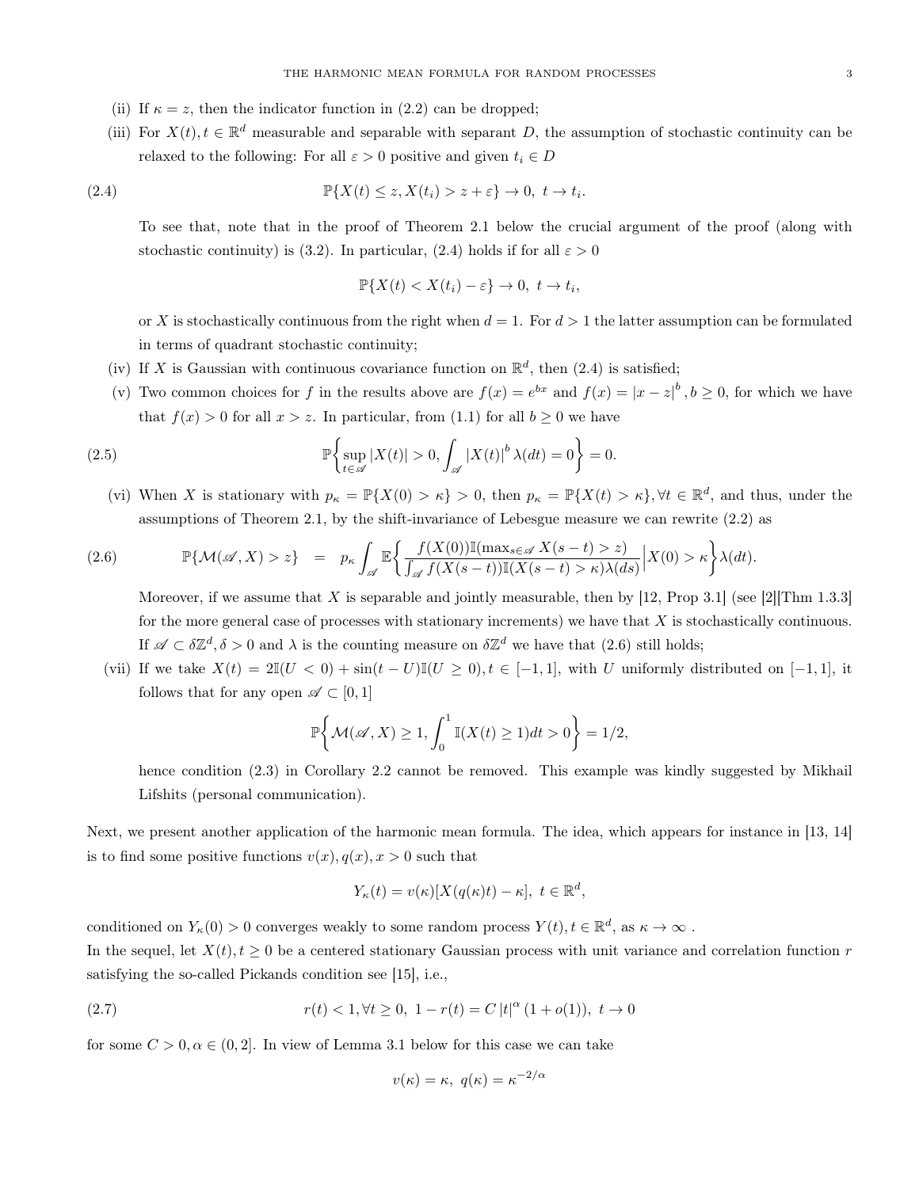(ii) If $\kappa = z$, then the indicator function in (2.2) can be dropped;

(iii) For $X(t), t \in \mathbb{R}^d$ measurable and separable with separant $D$, the assumption of stochastic continuity can be relaxed to the following: For all $\varepsilon > 0$ positive and given $t_i \in D$

$$\mathbb{P}\{X(t) \le z, X(t_i) > z + \varepsilon\} \to 0, \ t \to t_i. \tag{2.4}$$

To see that, note that in the proof of Theorem 2.1 below the crucial argument of the proof (along with stochastic continuity) is (3.2). In particular, (2.4) holds if for all $\varepsilon > 0$

$$\mathbb{P}\{X(t) < X(t_i) - \varepsilon\} \to 0, \ t \to t_i,$$

or $X$ is stochastically continuous from the right when $d = 1$. For $d > 1$ the latter assumption can be formulated in terms of quadrant stochastic continuity;

(iv) If $X$ is Gaussian with continuous covariance function on $\mathbb{R}^d$, then (2.4) is satisfied;

(v) Two common choices for $f$ in the results above are $f(x) = e^{bx}$ and $f(x) = |x - z|^b, b \ge 0$, for which we have that $f(x) > 0$ for all $x > z$. In particular, from (1.1) for all $b \ge 0$ we have

$$\mathbb{P}\left\{ \sup_{t \in \mathscr{A}} |X(t)| > 0, \int_{\mathscr{A}} |X(t)|^b \lambda(dt) = 0 \right\} = 0. \tag{2.5}$$

(vi) When $X$ is stationary with $p_\kappa = \mathbb{P}\{X(0) > \kappa\} > 0$, then $p_\kappa = \mathbb{P}\{X(t) > \kappa\}, \forall t \in \mathbb{R}^d$, and thus, under the assumptions of Theorem 2.1, by the shift-invariance of Lebesgue measure we can rewrite (2.2) as

$$\mathbb{P}\{\mathcal{M}(\mathscr{A}, X) > z\} \ = \ p_\kappa \int_{\mathscr{A}} \mathbb{E}\left\{ \frac{f(X(0))\mathbb{I}(\max_{s \in \mathscr{A}} X(s-t) > z)}{\int_{\mathscr{A}} f(X(s-t))\mathbb{I}(X(s-t) > \kappa)\lambda(ds)} \Big| X(0) > \kappa \right\} \lambda(dt). \tag{2.6}$$

Moreover, if we assume that $X$ is separable and jointly measurable, then by [12, Prop 3.1] (see [2][Thm 1.3.3] for the more general case of processes with stationary increments) we have that $X$ is stochastically continuous. If $\mathscr{A} \subset \delta\mathbb{Z}^d, \delta > 0$ and $\lambda$ is the counting measure on $\delta\mathbb{Z}^d$ we have that (2.6) still holds;

(vii) If we take $X(t) = 2\mathbb{I}(U < 0) + \sin(t - U)\mathbb{I}(U \ge 0), t \in [-1, 1]$, with $U$ uniformly distributed on $[-1, 1]$, it follows that for any open $\mathscr{A} \subset [0, 1]$

$$\mathbb{P}\left\{ \mathcal{M}(\mathscr{A}, X) \ge 1, \int_0^1 \mathbb{I}(X(t) \ge 1)dt > 0 \right\} = 1/2,$$

hence condition (2.3) in Corollary 2.2 cannot be removed. This example was kindly suggested by Mikhail Lifshits (personal communication).

Next, we present another application of the harmonic mean formula. The idea, which appears for instance in [13, 14] is to find some positive functions $v(x), q(x), x > 0$ such that

$$Y_\kappa(t) = v(\kappa)[X(q(\kappa)t) - \kappa], \ t \in \mathbb{R}^d,$$

conditioned on $Y_\kappa(0) > 0$ converges weakly to some random process $Y(t), t \in \mathbb{R}^d$, as $\kappa \to \infty$.

In the sequel, let $X(t), t \ge 0$ be a centered stationary Gaussian process with unit variance and correlation function $r$ satisfying the so-called Pickands condition see [15], i.e.,

$$r(t) < 1, \forall t \ge 0, \ 1 - r(t) = C|t|^\alpha (1 + o(1)), \ t \to 0 \tag{2.7}$$

for some $C > 0, \alpha \in (0, 2]$. In view of Lemma 3.1 below for this case we can take

$$v(\kappa) = \kappa, \ q(\kappa) = \kappa^{-2/\alpha}$$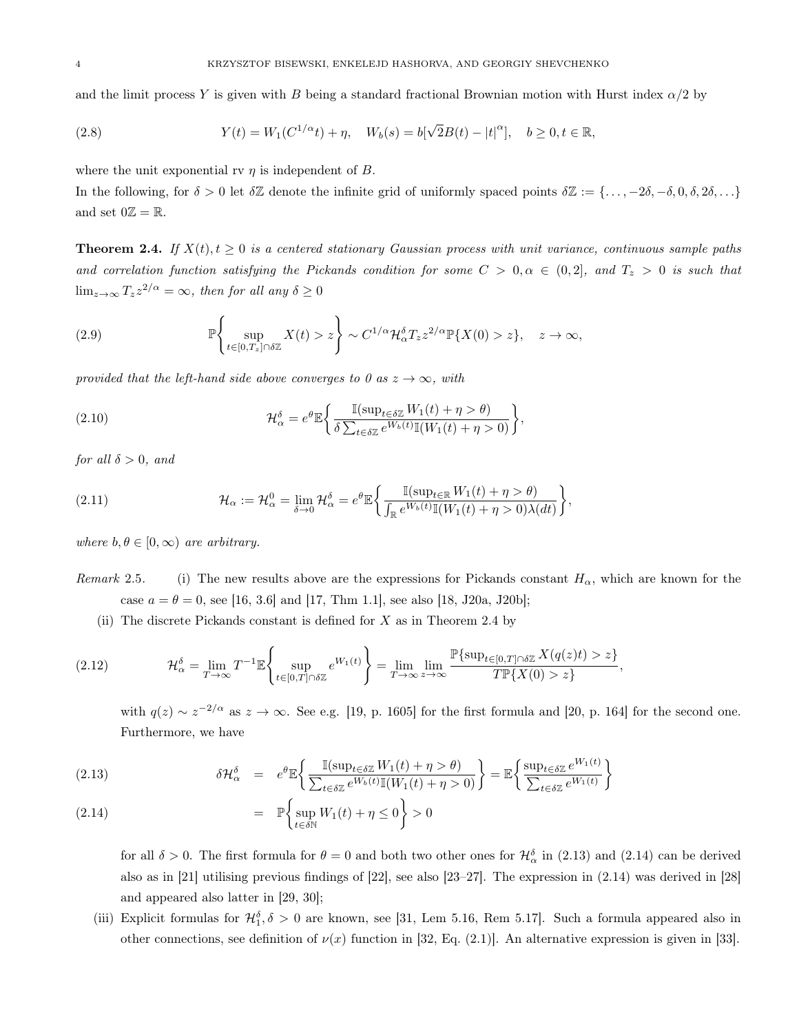and the limit process $Y$ is given with $B$ being a standard fractional Brownian motion with Hurst index $\alpha/2$ by

$$
Y(t) = W_1(C^{1/\alpha}t) + \eta, \quad W_b(s) = b[\sqrt{2}B(t) - |t|^{\alpha}], \quad b \geq 0, t \in \mathbb{R}, \tag{2.8}
$$

where the unit exponential rv $\eta$ is independent of $B$.

In the following, for $\delta > 0$ let $\delta\mathbb{Z}$ denote the infinite grid of uniformly spaced points $\delta\mathbb{Z} := \{\ldots, -2\delta, -\delta, 0, \delta, 2\delta, \ldots\}$ and set $0\mathbb{Z} = \mathbb{R}$.

**Theorem 2.4.** *If $X(t), t \geq 0$ is a centered stationary Gaussian process with unit variance, continuous sample paths and correlation function satisfying the Pickands condition for some $C > 0, \alpha \in (0, 2]$, and $T_z > 0$ is such that $\lim_{z\to\infty} T_z z^{2/\alpha} = \infty$, then for all any $\delta \geq 0$*

$$
\mathbb{P}\left\{ \sup_{t\in[0,T_z]\cap\delta\mathbb{Z}} X(t) > z \right\} \sim C^{1/\alpha}\mathcal{H}_\alpha^\delta T_z z^{2/\alpha}\mathbb{P}\{X(0) > z\}, \quad z \to \infty, \tag{2.9}
$$

*provided that the left-hand side above converges to 0 as $z \to \infty$, with*

$$
\mathcal{H}_\alpha^\delta = e^\theta \mathbb{E}\left\{ \frac{\mathbb{I}(\sup_{t\in\delta\mathbb{Z}} W_1(t) + \eta > \theta)}{\delta \sum_{t\in\delta\mathbb{Z}} e^{W_b(t)}\mathbb{I}(W_1(t) + \eta > 0)} \right\}, \tag{2.10}
$$

*for all $\delta > 0$, and*

$$
\mathcal{H}_\alpha := \mathcal{H}_\alpha^0 = \lim_{\delta\to 0} \mathcal{H}_\alpha^\delta = e^\theta \mathbb{E}\left\{ \frac{\mathbb{I}(\sup_{t\in\mathbb{R}} W_1(t) + \eta > \theta)}{\int_\mathbb{R} e^{W_b(t)}\mathbb{I}(W_1(t) + \eta > 0)\lambda(dt)} \right\}, \tag{2.11}
$$

*where $b, \theta \in [0, \infty)$ are arbitrary.*

*Remark* 2.5.

(i) The new results above are the expressions for Pickands constant $H_\alpha$, which are known for the case $a = \theta = 0$, see [16, 3.6] and [17, Thm 1.1], see also [18, J20a, J20b];

(ii) The discrete Pickands constant is defined for $X$ as in Theorem 2.4 by

$$
\mathcal{H}_\alpha^\delta = \lim_{T\to\infty} T^{-1}\mathbb{E}\left\{ \sup_{t\in[0,T]\cap\delta\mathbb{Z}} e^{W_1(t)} \right\} = \lim_{T\to\infty}\lim_{z\to\infty} \frac{\mathbb{P}\{\sup_{t\in[0,T]\cap\delta\mathbb{Z}} X(q(z)t) > z\}}{T\mathbb{P}\{X(0) > z\}}, \tag{2.12}
$$

with $q(z) \sim z^{-2/\alpha}$ as $z \to \infty$. See e.g. [19, p. 1605] for the first formula and [20, p. 164] for the second one. Furthermore, we have

$$
\delta\mathcal{H}_\alpha^\delta = e^\theta \mathbb{E}\left\{ \frac{\mathbb{I}(\sup_{t\in\delta\mathbb{Z}} W_1(t) + \eta > \theta)}{\sum_{t\in\delta\mathbb{Z}} e^{W_b(t)}\mathbb{I}(W_1(t) + \eta > 0)} \right\} = \mathbb{E}\left\{ \frac{\sup_{t\in\delta\mathbb{Z}} e^{W_1(t)}}{\sum_{t\in\delta\mathbb{Z}} e^{W_1(t)}} \right\} \tag{2.13}
$$

$$
= \mathbb{P}\left\{ \sup_{t\in\delta\mathbb{N}} W_1(t) + \eta \leq 0 \right\} > 0 \tag{2.14}
$$

for all $\delta > 0$. The first formula for $\theta = 0$ and both two other ones for $\mathcal{H}_\alpha^\delta$ in (2.13) and (2.14) can be derived also as in [21] utilising previous findings of [22], see also [23–27]. The expression in (2.14) was derived in [28] and appeared also latter in [29, 30];

(iii) Explicit formulas for $\mathcal{H}_1^\delta, \delta > 0$ are known, see [31, Lem 5.16, Rem 5.17]. Such a formula appeared also in other connections, see definition of $\nu(x)$ function in [32, Eq. (2.1)]. An alternative expression is given in [33].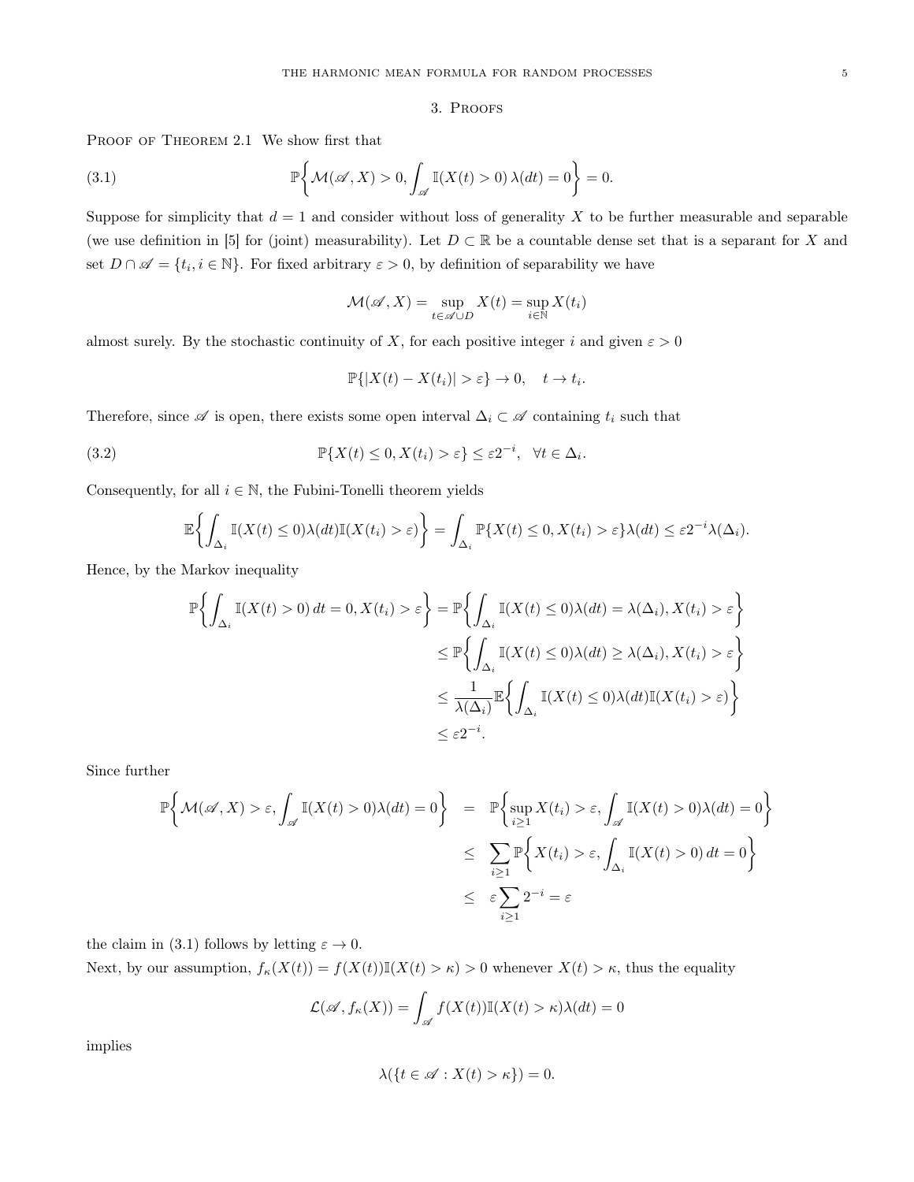## 3. Proofs

Proof of Theorem 2.1 We show first that

$$\mathbb{P}\Big\{\mathcal{M}(\mathscr{A}, X) > 0, \int_{\mathscr{A}} \mathbb{I}(X(t) > 0)\, \lambda(dt) = 0\Big\} = 0. \tag{3.1}$$

Suppose for simplicity that $d = 1$ and consider without loss of generality $X$ to be further measurable and separable (we use definition in [5] for (joint) measurability). Let $D \subset \mathbb{R}$ be a countable dense set that is a separant for $X$ and set $D \cap \mathscr{A} = \{t_i, i \in \mathbb{N}\}$. For fixed arbitrary $\varepsilon > 0$, by definition of separability we have

$$\mathcal{M}(\mathscr{A}, X) = \sup_{t \in \mathscr{A} \cup D} X(t) = \sup_{i \in \mathbb{N}} X(t_i)$$

almost surely. By the stochastic continuity of $X$, for each positive integer $i$ and given $\varepsilon > 0$

$$\mathbb{P}\{|X(t) - X(t_i)| > \varepsilon\} \to 0, \quad t \to t_i.$$

Therefore, since $\mathscr{A}$ is open, there exists some open interval $\Delta_i \subset \mathscr{A}$ containing $t_i$ such that

$$\mathbb{P}\{X(t) \le 0, X(t_i) > \varepsilon\} \le \varepsilon 2^{-i}, \quad \forall t \in \Delta_i. \tag{3.2}$$

Consequently, for all $i \in \mathbb{N}$, the Fubini-Tonelli theorem yields

$$\mathbb{E}\Big\{\int_{\Delta_i} \mathbb{I}(X(t) \le 0)\lambda(dt)\mathbb{I}(X(t_i) > \varepsilon)\Big\} = \int_{\Delta_i} \mathbb{P}\{X(t) \le 0, X(t_i) > \varepsilon\}\lambda(dt) \le \varepsilon 2^{-i}\lambda(\Delta_i).$$

Hence, by the Markov inequality

$$\begin{aligned}
\mathbb{P}\Big\{\int_{\Delta_i} \mathbb{I}(X(t) > 0)\, dt = 0, X(t_i) > \varepsilon\Big\} &= \mathbb{P}\Big\{\int_{\Delta_i} \mathbb{I}(X(t) \le 0)\lambda(dt) = \lambda(\Delta_i), X(t_i) > \varepsilon\Big\} \\
&\le \mathbb{P}\Big\{\int_{\Delta_i} \mathbb{I}(X(t) \le 0)\lambda(dt) \ge \lambda(\Delta_i), X(t_i) > \varepsilon\Big\} \\
&\le \frac{1}{\lambda(\Delta_i)}\mathbb{E}\Big\{\int_{\Delta_i} \mathbb{I}(X(t) \le 0)\lambda(dt)\mathbb{I}(X(t_i) > \varepsilon)\Big\} \\
&\le \varepsilon 2^{-i}.
\end{aligned}$$

Since further

$$\begin{aligned}
\mathbb{P}\Big\{\mathcal{M}(\mathscr{A}, X) > \varepsilon, \int_{\mathscr{A}} \mathbb{I}(X(t) > 0)\lambda(dt) = 0\Big\} &= \mathbb{P}\Big\{\sup_{i \ge 1} X(t_i) > \varepsilon, \int_{\mathscr{A}} \mathbb{I}(X(t) > 0)\lambda(dt) = 0\Big\} \\
&\le \sum_{i \ge 1} \mathbb{P}\Big\{X(t_i) > \varepsilon, \int_{\Delta_i} \mathbb{I}(X(t) > 0)\, dt = 0\Big\} \\
&\le \varepsilon \sum_{i \ge 1} 2^{-i} = \varepsilon
\end{aligned}$$

the claim in (3.1) follows by letting $\varepsilon \to 0$.

Next, by our assumption, $f_\kappa(X(t)) = f(X(t))\mathbb{I}(X(t) > \kappa) > 0$ whenever $X(t) > \kappa$, thus the equality

$$\mathcal{L}(\mathscr{A}, f_\kappa(X)) = \int_{\mathscr{A}} f(X(t))\mathbb{I}(X(t) > \kappa)\lambda(dt) = 0$$

implies

$$\lambda(\{t \in \mathscr{A} : X(t) > \kappa\}) = 0.$$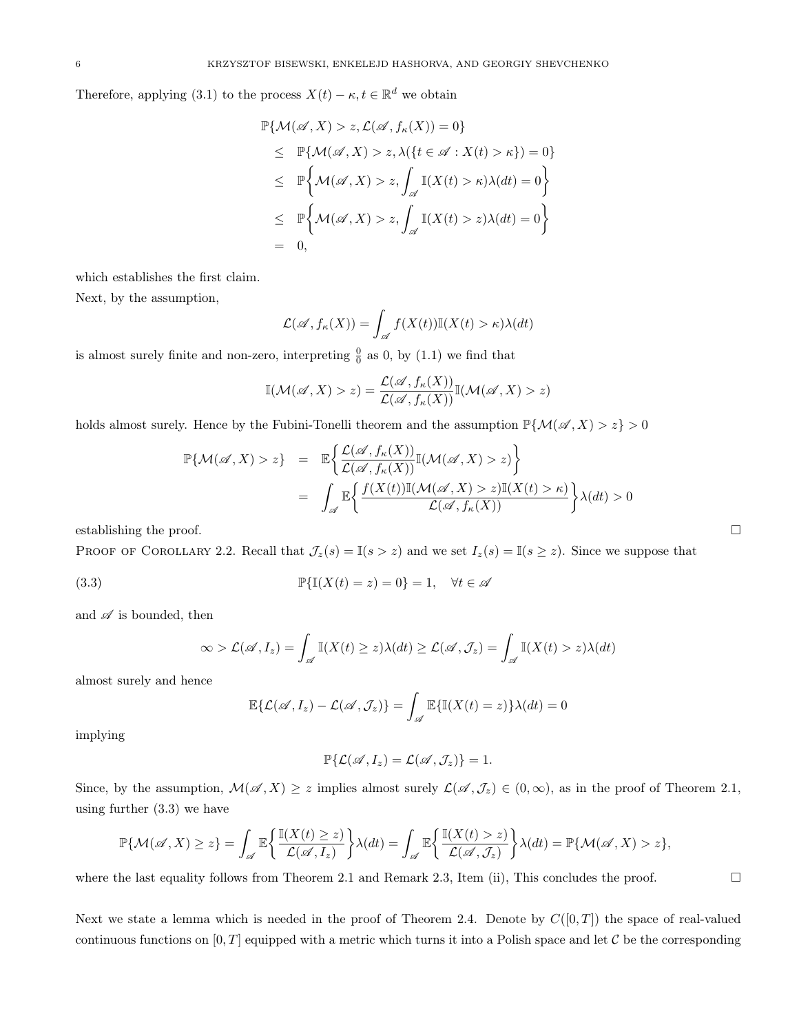Therefore, applying (3.1) to the process $X(t) - \kappa, t \in \mathbb{R}^d$ we obtain

$$
\begin{aligned}
&\mathbb{P}\{\mathcal{M}(\mathscr{A}, X) > z, \mathcal{L}(\mathscr{A}, f_\kappa(X)) = 0\} \\
&\quad\le \mathbb{P}\{\mathcal{M}(\mathscr{A}, X) > z, \lambda(\{t \in \mathscr{A} : X(t) > \kappa\}) = 0\} \\
&\quad\le \mathbb{P}\Big\{\mathcal{M}(\mathscr{A}, X) > z, \int_{\mathscr{A}} \mathbb{I}(X(t) > \kappa)\lambda(dt) = 0\Big\} \\
&\quad\le \mathbb{P}\Big\{\mathcal{M}(\mathscr{A}, X) > z, \int_{\mathscr{A}} \mathbb{I}(X(t) > z)\lambda(dt) = 0\Big\} \\
&\quad= 0,
\end{aligned}
$$

which establishes the first claim.

Next, by the assumption,

$$
\mathcal{L}(\mathscr{A}, f_\kappa(X)) = \int_{\mathscr{A}} f(X(t))\mathbb{I}(X(t) > \kappa)\lambda(dt)
$$

is almost surely finite and non-zero, interpreting $\frac{0}{0}$ as 0, by (1.1) we find that

$$
\mathbb{I}(\mathcal{M}(\mathscr{A}, X) > z) = \frac{\mathcal{L}(\mathscr{A}, f_\kappa(X))}{\mathcal{L}(\mathscr{A}, f_\kappa(X))}\mathbb{I}(\mathcal{M}(\mathscr{A}, X) > z)
$$

holds almost surely. Hence by the Fubini-Tonelli theorem and the assumption $\mathbb{P}\{\mathcal{M}(\mathscr{A}, X) > z\} > 0$

$$
\begin{aligned}
\mathbb{P}\{\mathcal{M}(\mathscr{A}, X) > z\} &= \mathbb{E}\Big\{\frac{\mathcal{L}(\mathscr{A}, f_\kappa(X))}{\mathcal{L}(\mathscr{A}, f_\kappa(X))}\mathbb{I}(\mathcal{M}(\mathscr{A}, X) > z)\Big\} \\
&= \int_{\mathscr{A}} \mathbb{E}\Big\{\frac{f(X(t))\mathbb{I}(\mathcal{M}(\mathscr{A}, X) > z)\mathbb{I}(X(t) > \kappa)}{\mathcal{L}(\mathscr{A}, f_\kappa(X))}\Big\}\lambda(dt) > 0
\end{aligned}
$$

establishing the proof. □

Proof of Corollary 2.2. Recall that $\mathcal{J}_z(s) = \mathbb{I}(s > z)$ and we set $I_z(s) = \mathbb{I}(s \ge z)$. Since we suppose that

$$
\mathbb{P}\{\mathbb{I}(X(t) = z) = 0\} = 1, \quad \forall t \in \mathscr{A} \tag{3.3}
$$

and $\mathscr{A}$ is bounded, then

$$
\infty > \mathcal{L}(\mathscr{A}, I_z) = \int_{\mathscr{A}} \mathbb{I}(X(t) \ge z)\lambda(dt) \ge \mathcal{L}(\mathscr{A}, \mathcal{J}_z) = \int_{\mathscr{A}} \mathbb{I}(X(t) > z)\lambda(dt)
$$

almost surely and hence

$$
\mathbb{E}\{\mathcal{L}(\mathscr{A}, I_z) - \mathcal{L}(\mathscr{A}, \mathcal{J}_z)\} = \int_{\mathscr{A}} \mathbb{E}\{\mathbb{I}(X(t) = z)\}\lambda(dt) = 0
$$

implying

$$
\mathbb{P}\{\mathcal{L}(\mathscr{A}, I_z) = \mathcal{L}(\mathscr{A}, \mathcal{J}_z)\} = 1.
$$

Since, by the assumption, $\mathcal{M}(\mathscr{A}, X) \ge z$ implies almost surely $\mathcal{L}(\mathscr{A}, \mathcal{J}_z) \in (0, \infty)$, as in the proof of Theorem 2.1, using further (3.3) we have

$$
\mathbb{P}\{\mathcal{M}(\mathscr{A}, X) \ge z\} = \int_{\mathscr{A}} \mathbb{E}\Big\{\frac{\mathbb{I}(X(t) \ge z)}{\mathcal{L}(\mathscr{A}, I_z)}\Big\}\lambda(dt) = \int_{\mathscr{A}} \mathbb{E}\Big\{\frac{\mathbb{I}(X(t) > z)}{\mathcal{L}(\mathscr{A}, \mathcal{J}_z)}\Big\}\lambda(dt) = \mathbb{P}\{\mathcal{M}(\mathscr{A}, X) > z\},
$$

where the last equality follows from Theorem 2.1 and Remark 2.3, Item (ii), This concludes the proof. □

Next we state a lemma which is needed in the proof of Theorem 2.4. Denote by $C([0, T])$ the space of real-valued continuous functions on $[0, T]$ equipped with a metric which turns it into a Polish space and let $\mathcal{C}$ be the corresponding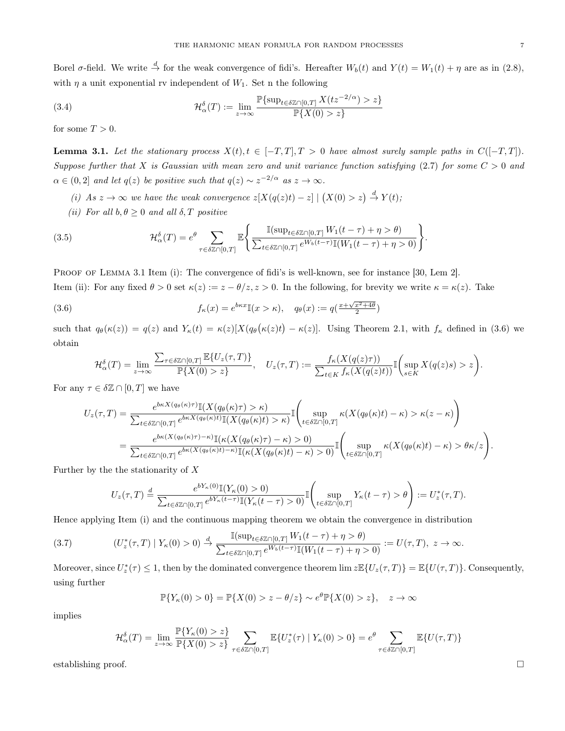Borel $\sigma$-field. We write $\overset{d}{\to}$ for the weak convergence of fidi's. Hereafter $W_b(t)$ and $Y(t) = W_1(t) + \eta$ are as in (2.8), with $\eta$ a unit exponential rv independent of $W_1$. Set n the following

$$
\mathcal{H}_\alpha^\delta(T) := \lim_{z\to\infty} \frac{\mathbb{P}\{\sup_{t\in\delta\mathbb{Z}\cap[0,T]} X(tz^{-2/\alpha}) > z\}}{\mathbb{P}\{X(0) > z\}} \tag{3.4}
$$

for some $T > 0$.

**Lemma 3.1.** *Let the stationary process $X(t), t \in [-T, T], T > 0$ have almost surely sample paths in $C([-T, T])$. Suppose further that $X$ is Gaussian with mean zero and unit variance function satisfying (2.7) for some $C > 0$ and $\alpha \in (0, 2]$ and let $q(z)$ be positive such that $q(z) \sim z^{-2/\alpha}$ as $z \to \infty$.*

*(i) As $z \to \infty$ we have the weak convergence $z[X(q(z)t) - z] \mid \big(X(0) > z\big) \overset{d}{\to} Y(t)$;*

*(ii) For all $b, \theta \geq 0$ and all $\delta, T$ positive*

$$
\mathcal{H}_\alpha^\delta(T) = e^\theta \sum_{\tau\in\delta\mathbb{Z}\cap[0,T]} \mathbb{E}\left\{ \frac{\mathbb{I}(\sup_{t\in\delta\mathbb{Z}\cap[0,T]} W_1(t-\tau) + \eta > \theta)}{\sum_{t\in\delta\mathbb{Z}\cap[0,T]} e^{W_b(t-\tau)} \mathbb{I}(W_1(t-\tau) + \eta > 0)} \right\}. \tag{3.5}
$$

Proof of Lemma 3.1 Item (i): The convergence of fidi's is well-known, see for instance [30, Lem 2].

Item (ii): For any fixed $\theta > 0$ set $\kappa(z) := z - \theta/z, z > 0$. In the following, for brevity we write $\kappa = \kappa(z)$. Take

$$
f_\kappa(x) = e^{b\kappa x}\mathbb{I}(x > \kappa), \quad q_\theta(x) := q\left(\tfrac{x+\sqrt{x^2+4\theta}}{2}\right) \tag{3.6}
$$

such that $q_\theta(\kappa(z)) = q(z)$ and $Y_\kappa(t) = \kappa(z)[X(q_\theta\big(\kappa(z)t\big) - \kappa(z)]$. Using Theorem 2.1, with $f_\kappa$ defined in (3.6) we obtain

$$
\mathcal{H}_\alpha^\delta(T) = \lim_{z\to\infty} \frac{\sum_{\tau\in\delta\mathbb{Z}\cap[0,T]} \mathbb{E}\{U_z(\tau, T)\}}{\mathbb{P}\{X(0) > z\}}, \quad U_z(\tau, T) := \frac{f_\kappa(X(q(z)\tau))}{\sum_{t\in K} f_\kappa(X(q(z)t))} \mathbb{I}\bigg(\sup_{s\in K} X(q(z)s) > z\bigg).
$$

For any $\tau \in \delta\mathbb{Z} \cap [0, T]$ we have

$$
\begin{aligned}
U_z(\tau, T) &= \frac{e^{b\kappa X(q_\theta(\kappa)\tau)}\mathbb{I}(X(q_\theta(\kappa)\tau) > \kappa)}{\sum_{t\in\delta\mathbb{Z}\cap[0,T]} e^{b\kappa X(q_\theta(\kappa)t)}\mathbb{I}(X(q_\theta(\kappa)t) > \kappa)} \mathbb{I}\Bigg(\sup_{t\in\delta\mathbb{Z}\cap[0,T]} \kappa(X(q_\theta(\kappa)t) - \kappa) > \kappa(z - \kappa)\Bigg) \\
&= \frac{e^{b\kappa(X(q_\theta(\kappa)\tau)-\kappa)}\mathbb{I}(\kappa(X(q_\theta(\kappa)\tau) - \kappa) > 0)}{\sum_{t\in\delta\mathbb{Z}\cap[0,T]} e^{b\kappa(X(q_\theta(\kappa)t)-\kappa)}\mathbb{I}(\kappa(X(q_\theta(\kappa)t) - \kappa) > 0)} \mathbb{I}\Bigg(\sup_{t\in\delta\mathbb{Z}\cap[0,T]} \kappa(X(q_\theta(\kappa)t) - \kappa) > \theta\kappa/z\Bigg).
\end{aligned}
$$

Further by the the stationarity of $X$

$$
U_z(\tau, T) \overset{d}{=} \frac{e^{bY_\kappa(0)}\mathbb{I}(Y_\kappa(0) > 0)}{\sum_{t\in\delta\mathbb{Z}\cap[0,T]} e^{bY_\kappa(t-\tau)}\mathbb{I}(Y_\kappa(t-\tau) > 0)} \mathbb{I}\Bigg(\sup_{t\in\delta\mathbb{Z}\cap[0,T]} Y_\kappa(t-\tau) > \theta\Bigg) := U_z^*(\tau, T).
$$

Hence applying Item (i) and the continuous mapping theorem we obtain the convergence in distribution

$$
(U_z^*(\tau, T) \mid Y_\kappa(0) > 0) \overset{d}{\to} \frac{\mathbb{I}(\sup_{t\in\delta\mathbb{Z}\cap[0,T]} W_1(t-\tau) + \eta > \theta)}{\sum_{t\in\delta\mathbb{Z}\cap[0,T]} e^{W_b(t-\tau)}\mathbb{I}(W_1(t-\tau) + \eta > 0)} := U(\tau, T), \ z \to \infty. \tag{3.7}
$$

Moreover, since $U_z^*(\tau) \leq 1$, then by the dominated convergence theorem $\lim z\mathbb{E}\{U_z(\tau, T)\} = \mathbb{E}\{U(\tau, T)\}$. Consequently, using further

$$
\mathbb{P}\{Y_\kappa(0) > 0\} = \mathbb{P}\{X(0) > z - \theta/z\} \sim e^\theta \mathbb{P}\{X(0) > z\}, \quad z \to \infty
$$

implies

$$
\mathcal{H}_\alpha^\delta(T) = \lim_{z\to\infty} \frac{\mathbb{P}\{Y_\kappa(0) > z\}}{\mathbb{P}\{X(0) > z\}} \sum_{\tau\in\delta\mathbb{Z}\cap[0,T]} \mathbb{E}\{U_z^*(\tau) \mid Y_\kappa(0) > 0\} = e^\theta \sum_{\tau\in\delta\mathbb{Z}\cap[0,T]} \mathbb{E}\{U(\tau, T)\}
$$

establishing proof. $\square$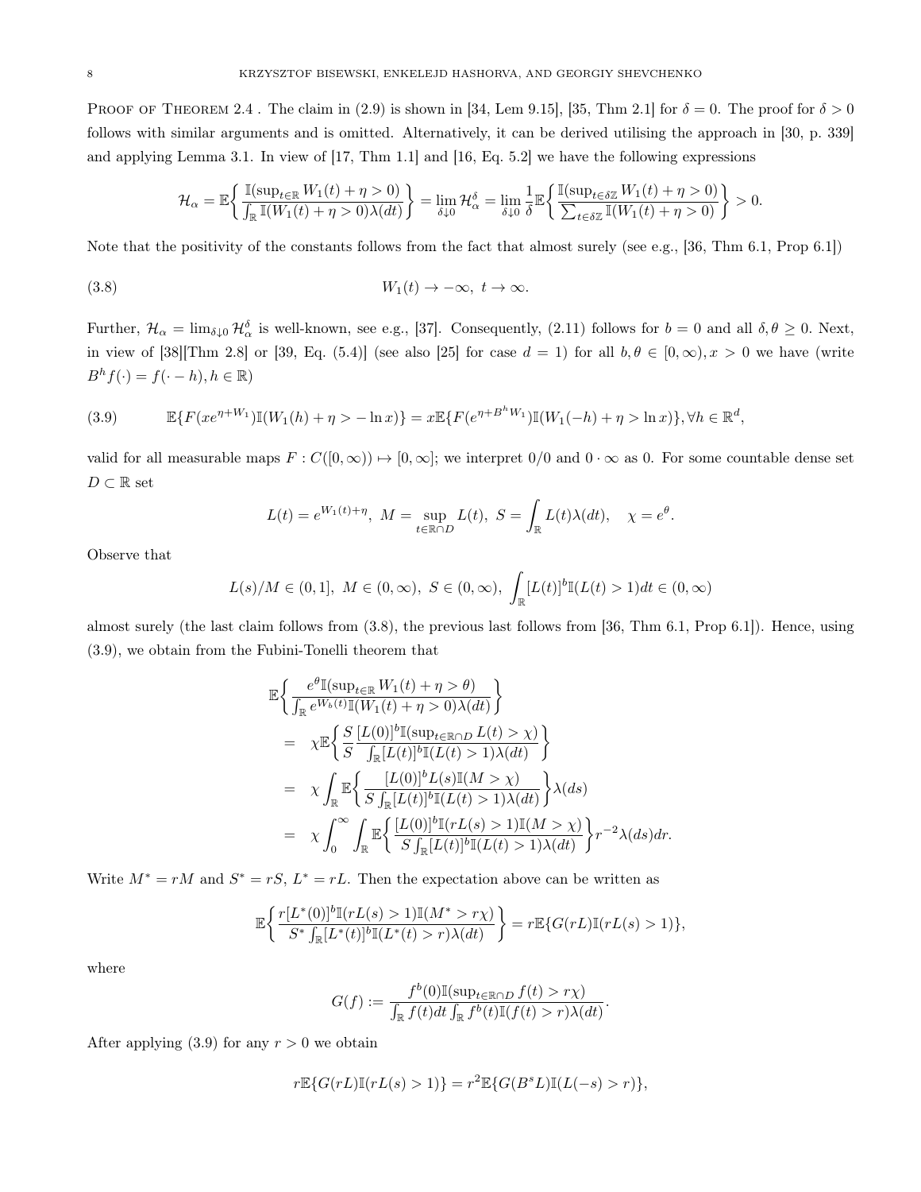Proof of Theorem 2.4 . The claim in (2.9) is shown in [34, Lem 9.15], [35, Thm 2.1] for $\delta = 0$. The proof for $\delta > 0$ follows with similar arguments and is omitted. Alternatively, it can be derived utilising the approach in [30, p. 339] and applying Lemma 3.1. In view of [17, Thm 1.1] and [16, Eq. 5.2] we have the following expressions

$$
\mathcal{H}_\alpha = \mathbb{E}\left\{ \frac{\mathbb{I}(\sup_{t\in\mathbb{R}} W_1(t) + \eta > 0)}{\int_{\mathbb{R}} \mathbb{I}(W_1(t) + \eta > 0)\lambda(dt)} \right\} = \lim_{\delta \downarrow 0} \mathcal{H}_\alpha^\delta = \lim_{\delta \downarrow 0} \frac{1}{\delta} \mathbb{E}\left\{ \frac{\mathbb{I}(\sup_{t\in\delta\mathbb{Z}} W_1(t) + \eta > 0)}{\sum_{t\in\delta\mathbb{Z}} \mathbb{I}(W_1(t) + \eta > 0)} \right\} > 0.
$$

Note that the positivity of the constants follows from the fact that almost surely (see e.g., [36, Thm 6.1, Prop 6.1])

$$
W_1(t) \to -\infty, \ t \to \infty. \tag{3.8}
$$

Further, $\mathcal{H}_\alpha = \lim_{\delta\downarrow 0} \mathcal{H}_\alpha^\delta$ is well-known, see e.g., [37]. Consequently, (2.11) follows for $b = 0$ and all $\delta, \theta \geq 0$. Next, in view of [38][Thm 2.8] or [39, Eq. (5.4)] (see also [25] for case $d = 1$) for all $b, \theta \in [0, \infty), x > 0$ we have (write $B^h f(\cdot) = f(\cdot - h), h \in \mathbb{R}$)

$$
\mathbb{E}\{F(xe^{\eta + W_1})\mathbb{I}(W_1(h) + \eta > -\ln x)\} = x\mathbb{E}\{F(e^{\eta + B^h W_1})\mathbb{I}(W_1(-h) + \eta > \ln x)\}, \forall h \in \mathbb{R}^d, \tag{3.9}
$$

valid for all measurable maps $F : C([0, \infty)) \mapsto [0, \infty]$; we interpret $0/0$ and $0 \cdot \infty$ as 0. For some countable dense set $D \subset \mathbb{R}$ set

$$
L(t) = e^{W_1(t)+\eta}, \ M = \sup_{t\in\mathbb{R}\cap D} L(t), \ S = \int_{\mathbb{R}} L(t)\lambda(dt), \quad \chi = e^\theta.
$$

Observe that

$$
L(s)/M \in (0, 1], \ M \in (0, \infty), \ S \in (0, \infty), \ \int_{\mathbb{R}} [L(t)]^b \mathbb{I}(L(t) > 1)dt \in (0, \infty)
$$

almost surely (the last claim follows from (3.8), the previous last follows from [36, Thm 6.1, Prop 6.1]). Hence, using (3.9), we obtain from the Fubini-Tonelli theorem that

$$
\begin{aligned}
&\mathbb{E}\left\{ \frac{e^\theta \mathbb{I}(\sup_{t\in\mathbb{R}} W_1(t) + \eta > \theta)}{\int_{\mathbb{R}} e^{W_b(t)}\mathbb{I}(W_1(t) + \eta > 0)\lambda(dt)} \right\} \\
&= \chi \mathbb{E}\left\{ \frac{S}{S} \frac{[L(0)]^b \mathbb{I}(\sup_{t\in\mathbb{R}\cap D} L(t) > \chi)}{\int_{\mathbb{R}} [L(t)]^b \mathbb{I}(L(t) > 1)\lambda(dt)} \right\} \\
&= \chi \int_{\mathbb{R}} \mathbb{E}\left\{ \frac{[L(0)]^b L(s) \mathbb{I}(M > \chi)}{S \int_{\mathbb{R}} [L(t)]^b \mathbb{I}(L(t) > 1)\lambda(dt)} \right\} \lambda(ds) \\
&= \chi \int_0^\infty \int_{\mathbb{R}} \mathbb{E}\left\{ \frac{[L(0)]^b \mathbb{I}(rL(s) > 1)\mathbb{I}(M > \chi)}{S \int_{\mathbb{R}} [L(t)]^b \mathbb{I}(L(t) > 1)\lambda(dt)} \right\} r^{-2} \lambda(ds) dr.
\end{aligned}
$$

Write $M^* = rM$ and $S^* = rS$, $L^* = rL$. Then the expectation above can be written as

$$
\mathbb{E}\left\{ \frac{r[L^*(0)]^b \mathbb{I}(rL(s) > 1)\mathbb{I}(M^* > r\chi)}{S^* \int_{\mathbb{R}} [L^*(t)]^b \mathbb{I}(L^*(t) > r)\lambda(dt)} \right\} = r\mathbb{E}\{G(rL)\mathbb{I}(rL(s) > 1)\},
$$

where

$$
G(f) := \frac{f^b(0)\mathbb{I}(\sup_{t\in\mathbb{R}\cap D} f(t) > r\chi)}{\int_{\mathbb{R}} f(t)dt \int_{\mathbb{R}} f^b(t)\mathbb{I}(f(t) > r)\lambda(dt)}.
$$

After applying (3.9) for any $r > 0$ we obtain

$$
r\mathbb{E}\{G(rL)\mathbb{I}(rL(s) > 1)\} = r^2 \mathbb{E}\{G(B^s L)\mathbb{I}(L(-s) > r)\},
$$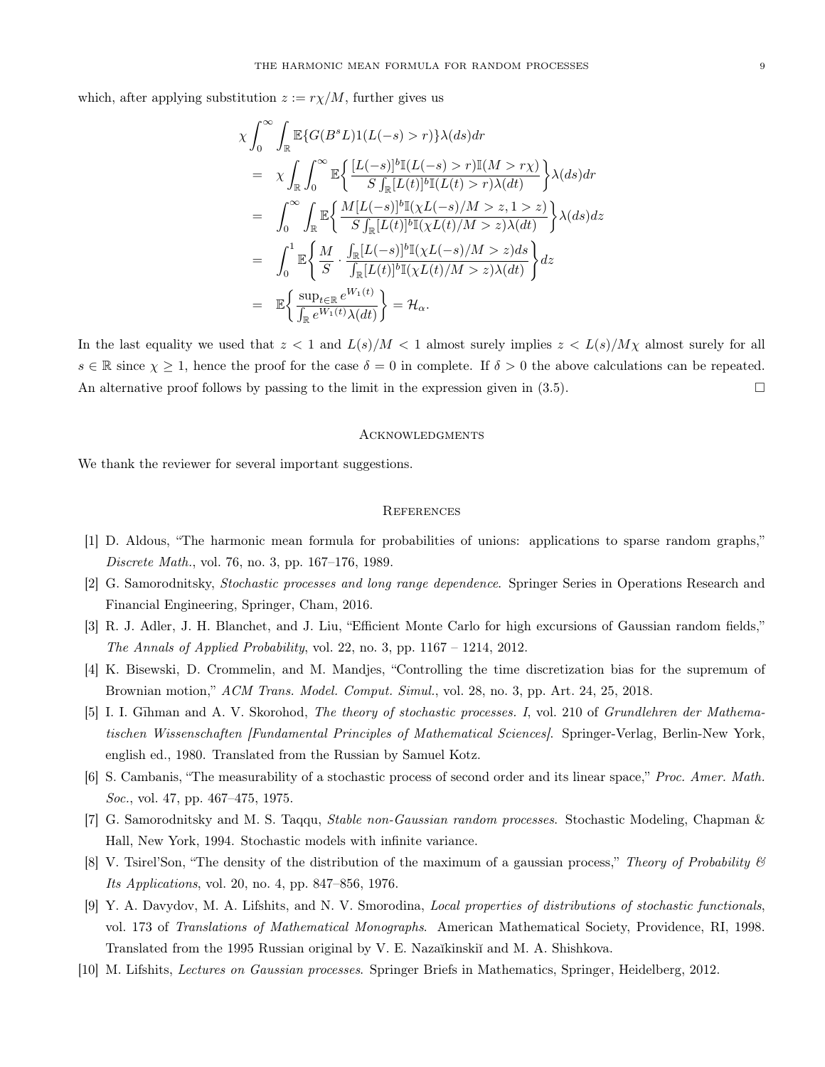which, after applying substitution $z := r\chi/M$, further gives us

$$
\begin{aligned}
&\chi \int_0^\infty \int_{\mathbb{R}} \mathbb{E}\{G(B^s L)1(L(-s) > r)\}\lambda(ds)dr \\
&= \chi \int_{\mathbb{R}} \int_0^\infty \mathbb{E}\bigg\{ \frac{[L(-s)]^b \mathbb{I}(L(-s) > r)\mathbb{I}(M > r\chi)}{S \int_{\mathbb{R}} [L(t)]^b \mathbb{I}(L(t) > r)\lambda(dt)} \bigg\} \lambda(ds)dr \\
&= \int_0^\infty \int_{\mathbb{R}} \mathbb{E}\bigg\{ \frac{M[L(-s)]^b \mathbb{I}(\chi L(-s)/M > z, 1 > z)}{S \int_{\mathbb{R}} [L(t)]^b \mathbb{I}(\chi L(t)/M > z)\lambda(dt)} \bigg\} \lambda(ds)dz \\
&= \int_0^1 \mathbb{E}\bigg\{ \frac{M}{S} \cdot \frac{\int_{\mathbb{R}} [L(-s)]^b \mathbb{I}(\chi L(-s)/M > z)ds}{\int_{\mathbb{R}} [L(t)]^b \mathbb{I}(\chi L(t)/M > z)\lambda(dt)} \bigg\} dz \\
&= \mathbb{E}\bigg\{ \frac{\sup_{t\in\mathbb{R}} e^{W_1(t)}}{\int_{\mathbb{R}} e^{W_1(t)}\lambda(dt)} \bigg\} = \mathcal{H}_\alpha.
\end{aligned}
$$

In the last equality we used that $z < 1$ and $L(s)/M < 1$ almost surely implies $z < L(s)/M\chi$ almost surely for all $s \in \mathbb{R}$ since $\chi \geq 1$, hence the proof for the case $\delta = 0$ in complete. If $\delta > 0$ the above calculations can be repeated. An alternative proof follows by passing to the limit in the expression given in (3.5). $\square$

## Acknowledgments

We thank the reviewer for several important suggestions.

## References

[1] D. Aldous, "The harmonic mean formula for probabilities of unions: applications to sparse random graphs," *Discrete Math.*, vol. 76, no. 3, pp. 167–176, 1989.

[2] G. Samorodnitsky, *Stochastic processes and long range dependence*. Springer Series in Operations Research and Financial Engineering, Springer, Cham, 2016.

[3] R. J. Adler, J. H. Blanchet, and J. Liu, "Efficient Monte Carlo for high excursions of Gaussian random fields," *The Annals of Applied Probability*, vol. 22, no. 3, pp. 1167 – 1214, 2012.

[4] K. Bisewski, D. Crommelin, and M. Mandjes, "Controlling the time discretization bias for the supremum of Brownian motion," *ACM Trans. Model. Comput. Simul.*, vol. 28, no. 3, pp. Art. 24, 25, 2018.

[5] I. I. Gīhman and A. V. Skorohod, *The theory of stochastic processes. I*, vol. 210 of *Grundlehren der Mathematischen Wissenschaften [Fundamental Principles of Mathematical Sciences]*. Springer-Verlag, Berlin-New York, english ed., 1980. Translated from the Russian by Samuel Kotz.

[6] S. Cambanis, "The measurability of a stochastic process of second order and its linear space," *Proc. Amer. Math. Soc.*, vol. 47, pp. 467–475, 1975.

[7] G. Samorodnitsky and M. S. Taqqu, *Stable non-Gaussian random processes*. Stochastic Modeling, Chapman & Hall, New York, 1994. Stochastic models with infinite variance.

[8] V. Tsirel'Son, "The density of the distribution of the maximum of a gaussian process," *Theory of Probability & Its Applications*, vol. 20, no. 4, pp. 847–856, 1976.

[9] Y. A. Davydov, M. A. Lifshits, and N. V. Smorodina, *Local properties of distributions of stochastic functionals*, vol. 173 of *Translations of Mathematical Monographs*. American Mathematical Society, Providence, RI, 1998. Translated from the 1995 Russian original by V. E. Nazaĭkinskiĭ and M. A. Shishkova.

[10] M. Lifshits, *Lectures on Gaussian processes*. Springer Briefs in Mathematics, Springer, Heidelberg, 2012.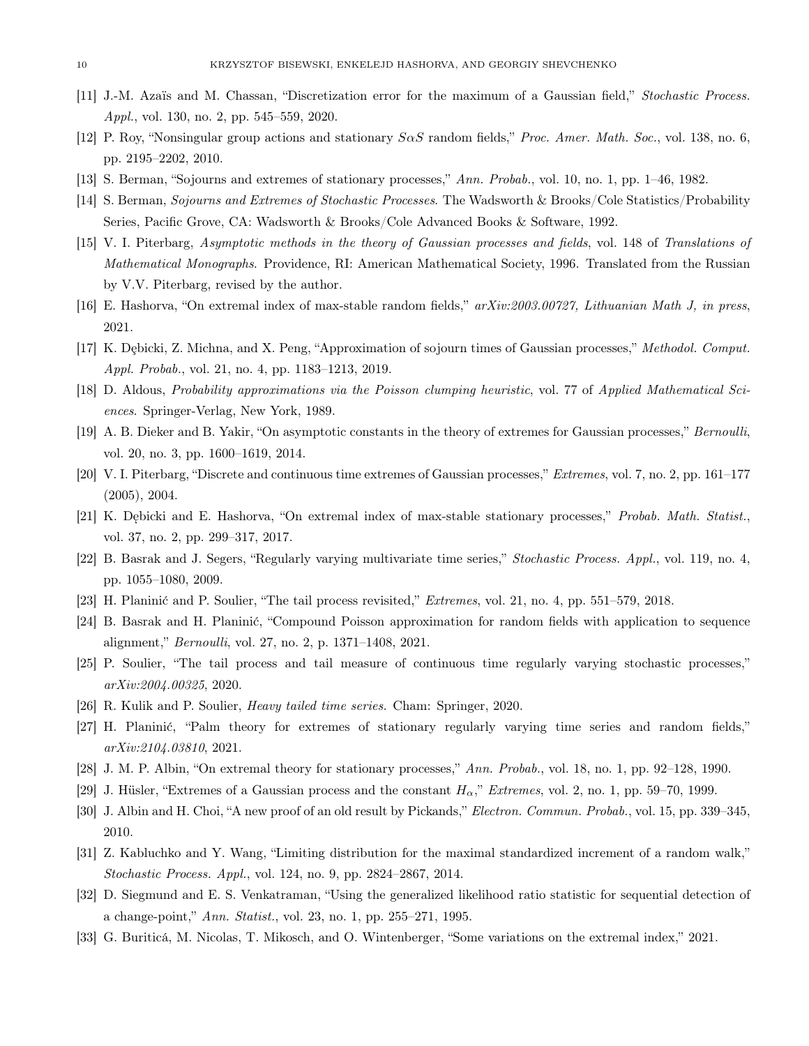[11] J.-M. Azaïs and M. Chassan, "Discretization error for the maximum of a Gaussian field," *Stochastic Process. Appl.*, vol. 130, no. 2, pp. 545–559, 2020.

[12] P. Roy, "Nonsingular group actions and stationary $S\alpha S$ random fields," *Proc. Amer. Math. Soc.*, vol. 138, no. 6, pp. 2195–2202, 2010.

[13] S. Berman, "Sojourns and extremes of stationary processes," *Ann. Probab.*, vol. 10, no. 1, pp. 1–46, 1982.

[14] S. Berman, *Sojourns and Extremes of Stochastic Processes*. The Wadsworth & Brooks/Cole Statistics/Probability Series, Pacific Grove, CA: Wadsworth & Brooks/Cole Advanced Books & Software, 1992.

[15] V. I. Piterbarg, *Asymptotic methods in the theory of Gaussian processes and fields*, vol. 148 of *Translations of Mathematical Monographs*. Providence, RI: American Mathematical Society, 1996. Translated from the Russian by V.V. Piterbarg, revised by the author.

[16] E. Hashorva, "On extremal index of max-stable random fields," *arXiv:2003.00727, Lithuanian Math J, in press*, 2021.

[17] K. Dębicki, Z. Michna, and X. Peng, "Approximation of sojourn times of Gaussian processes," *Methodol. Comput. Appl. Probab.*, vol. 21, no. 4, pp. 1183–1213, 2019.

[18] D. Aldous, *Probability approximations via the Poisson clumping heuristic*, vol. 77 of *Applied Mathematical Sciences*. Springer-Verlag, New York, 1989.

[19] A. B. Dieker and B. Yakir, "On asymptotic constants in the theory of extremes for Gaussian processes," *Bernoulli*, vol. 20, no. 3, pp. 1600–1619, 2014.

[20] V. I. Piterbarg, "Discrete and continuous time extremes of Gaussian processes," *Extremes*, vol. 7, no. 2, pp. 161–177 (2005), 2004.

[21] K. Dębicki and E. Hashorva, "On extremal index of max-stable stationary processes," *Probab. Math. Statist.*, vol. 37, no. 2, pp. 299–317, 2017.

[22] B. Basrak and J. Segers, "Regularly varying multivariate time series," *Stochastic Process. Appl.*, vol. 119, no. 4, pp. 1055–1080, 2009.

[23] H. Planinić and P. Soulier, "The tail process revisited," *Extremes*, vol. 21, no. 4, pp. 551–579, 2018.

[24] B. Basrak and H. Planinić, "Compound Poisson approximation for random fields with application to sequence alignment," *Bernoulli*, vol. 27, no. 2, p. 1371–1408, 2021.

[25] P. Soulier, "The tail process and tail measure of continuous time regularly varying stochastic processes," *arXiv:2004.00325*, 2020.

[26] R. Kulik and P. Soulier, *Heavy tailed time series.* Cham: Springer, 2020.

[27] H. Planinić, "Palm theory for extremes of stationary regularly varying time series and random fields," *arXiv:2104.03810*, 2021.

[28] J. M. P. Albin, "On extremal theory for stationary processes," *Ann. Probab.*, vol. 18, no. 1, pp. 92–128, 1990.

[29] J. Hüsler, "Extremes of a Gaussian process and the constant $H_\alpha$," *Extremes*, vol. 2, no. 1, pp. 59–70, 1999.

[30] J. Albin and H. Choi, "A new proof of an old result by Pickands," *Electron. Commun. Probab.*, vol. 15, pp. 339–345, 2010.

[31] Z. Kabluchko and Y. Wang, "Limiting distribution for the maximal standardized increment of a random walk," *Stochastic Process. Appl.*, vol. 124, no. 9, pp. 2824–2867, 2014.

[32] D. Siegmund and E. S. Venkatraman, "Using the generalized likelihood ratio statistic for sequential detection of a change-point," *Ann. Statist.*, vol. 23, no. 1, pp. 255–271, 1995.

[33] G. Buriticá, M. Nicolas, T. Mikosch, and O. Wintenberger, "Some variations on the extremal index," 2021.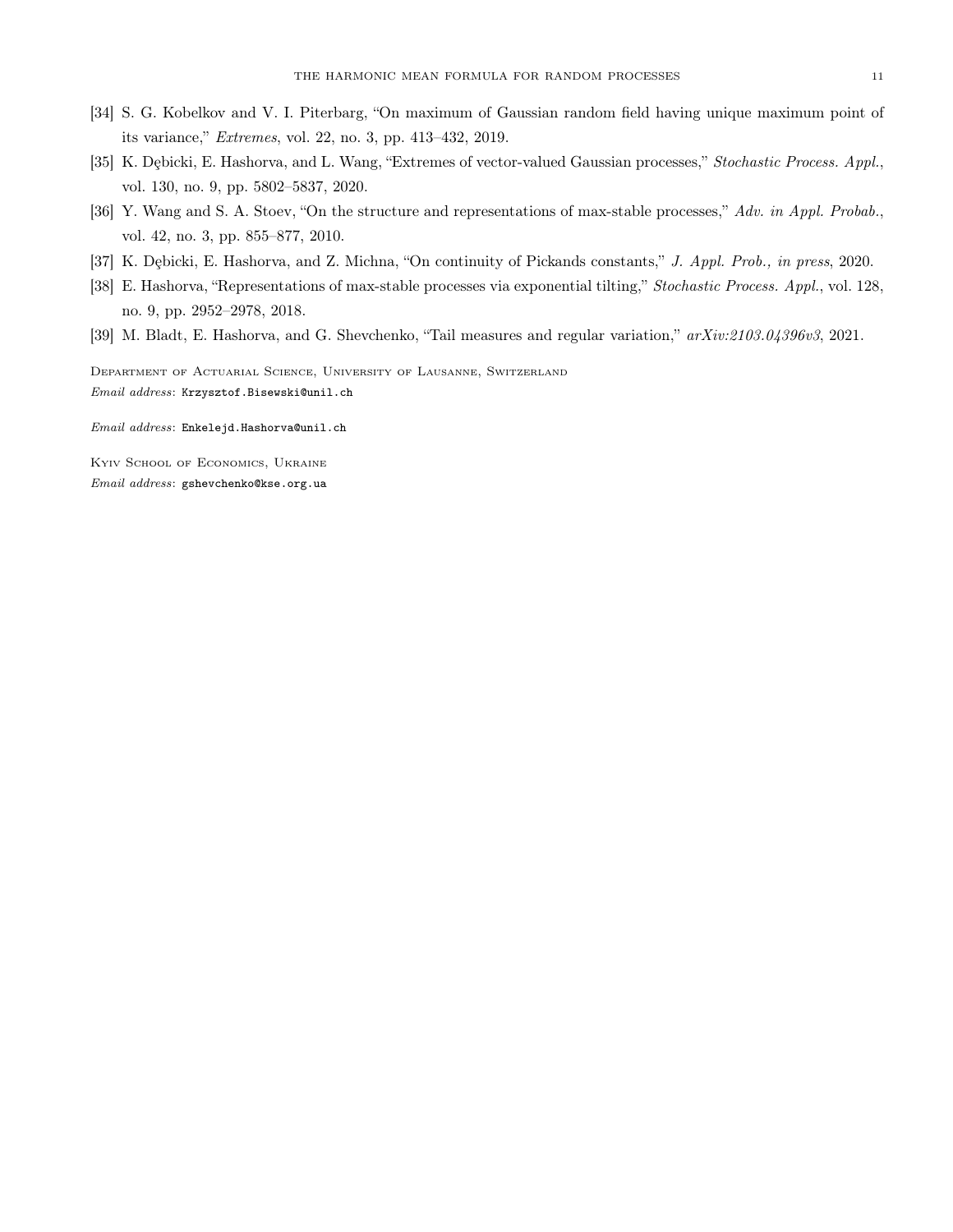[34] S. G. Kobelkov and V. I. Piterbarg, "On maximum of Gaussian random field having unique maximum point of its variance," *Extremes*, vol. 22, no. 3, pp. 413–432, 2019.

[35] K. Dębicki, E. Hashorva, and L. Wang, "Extremes of vector-valued Gaussian processes," *Stochastic Process. Appl.*, vol. 130, no. 9, pp. 5802–5837, 2020.

[36] Y. Wang and S. A. Stoev, "On the structure and representations of max-stable processes," *Adv. in Appl. Probab.*, vol. 42, no. 3, pp. 855–877, 2010.

[37] K. Dębicki, E. Hashorva, and Z. Michna, "On continuity of Pickands constants," *J. Appl. Prob., in press*, 2020.

[38] E. Hashorva, "Representations of max-stable processes via exponential tilting," *Stochastic Process. Appl.*, vol. 128, no. 9, pp. 2952–2978, 2018.

[39] M. Bladt, E. Hashorva, and G. Shevchenko, "Tail measures and regular variation," *arXiv:2103.04396v3*, 2021.

Department of Actuarial Science, University of Lausanne, Switzerland
*Email address*: Krzysztof.Bisewski@unil.ch

*Email address*: Enkelejd.Hashorva@unil.ch

Kyiv School of Economics, Ukraine
*Email address*: gshevchenko@kse.org.ua